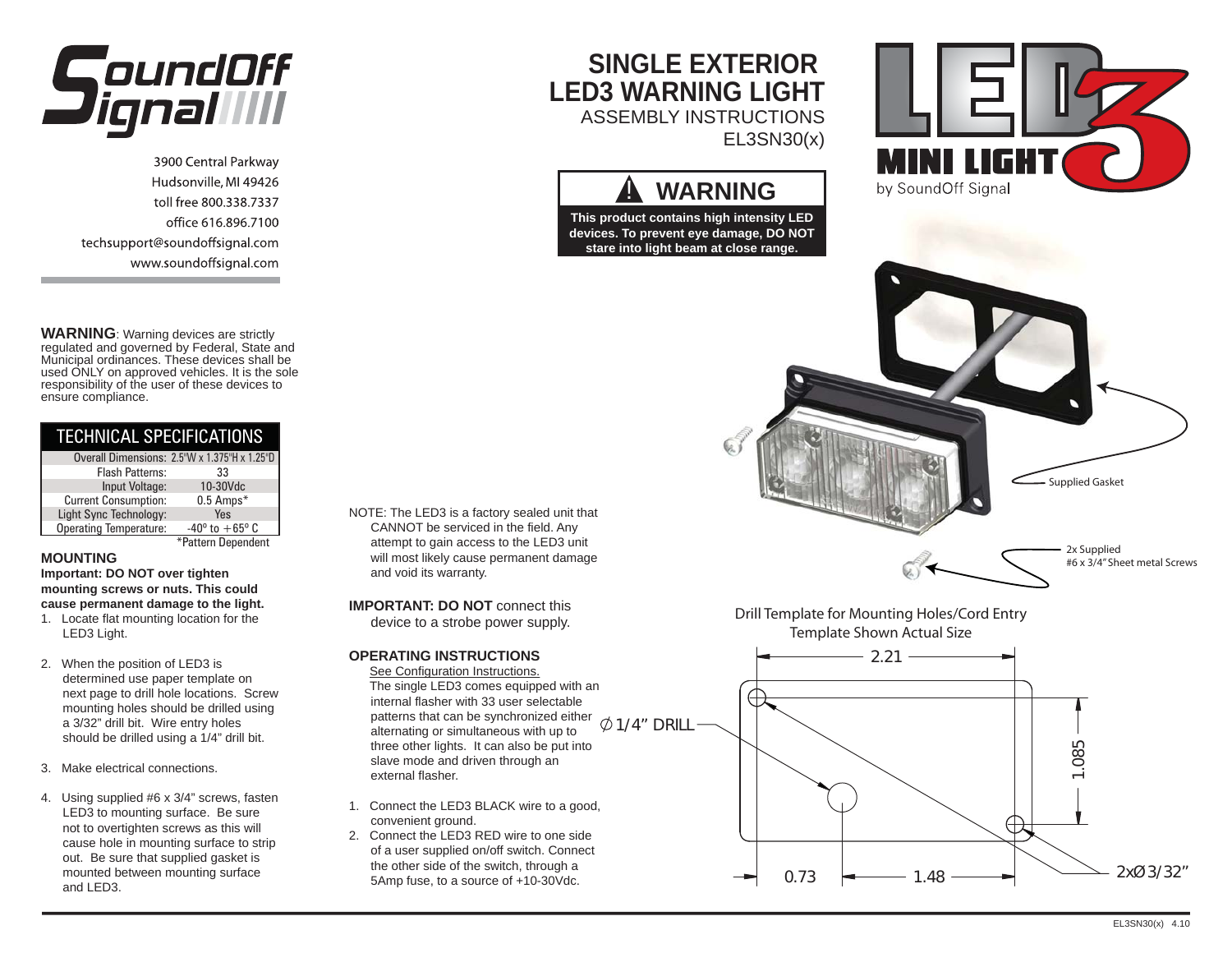# SoundOff Signal

3900 Central Parkway
Hudsonville, MI 49426
toll free 800.338.7337
office 616.896.7100
techsupport@soundoffsignal.com
www.soundoffsignal.com

# SINGLE EXTERIOR LED3 WARNING LIGHT

ASSEMBLY INSTRUCTIONS
EL3SN30(x)

LED3 MINI LIGHT by SoundOff Signal

**⚠ WARNING**

**This product contains high intensity LED devices. To prevent eye damage, DO NOT stare into light beam at close range.**

**WARNING**: Warning devices are strictly regulated and governed by Federal, State and Municipal ordinances. These devices shall be used ONLY on approved vehicles. It is the sole responsibility of the user of these devices to ensure compliance.

| TECHNICAL SPECIFICATIONS | |
|---|---|
| Overall Dimensions: | 2.5"W x 1.375"H x 1.25"D |
| Flash Patterns: | 33 |
| Input Voltage: | 10-30Vdc |
| Current Consumption: | 0.5 Amps* |
| Light Sync Technology: | Yes |
| Operating Temperature: | -40° to +65° C |

*Pattern Dependent

### MOUNTING

**Important: DO NOT over tighten mounting screws or nuts. This could cause permanent damage to the light.**

1. Locate flat mounting location for the LED3 Light.
2. When the position of LED3 is determined use paper template on next page to drill hole locations. Screw mounting holes should be drilled using a 3/32" drill bit. Wire entry holes should be drilled using a 1/4" drill bit.
3. Make electrical connections.
4. Using supplied #6 x 3/4" screws, fasten LED3 to mounting surface. Be sure not to overtighten screws as this will cause hole in mounting surface to strip out. Be sure that supplied gasket is mounted between mounting surface and LED3.

NOTE: The LED3 is a factory sealed unit that CANNOT be serviced in the field. Any attempt to gain access to the LED3 unit will most likely cause permanent damage and void its warranty.

**IMPORTANT: DO NOT** connect this device to a strobe power supply.

### OPERATING INSTRUCTIONS

See Configuration Instructions.

The single LED3 comes equipped with an internal flasher with 33 user selectable patterns that can be synchronized either alternating or simultaneous with up to three other lights. It can also be put into slave mode and driven through an external flasher.

1. Connect the LED3 BLACK wire to a good, convenient ground.
2. Connect the LED3 RED wire to one side of a user supplied on/off switch. Connect the other side of the switch, through a 5Amp fuse, to a source of +10-30Vdc.

Supplied Gasket

2x Supplied #6 x 3/4" Sheet metal Screws

Drill Template for Mounting Holes/Cord Entry
Template Shown Actual Size

2.21
1.085
∅ 1/4" DRILL
0.73
1.48
2xØ 3/32"

EL3SN30(x) 4.10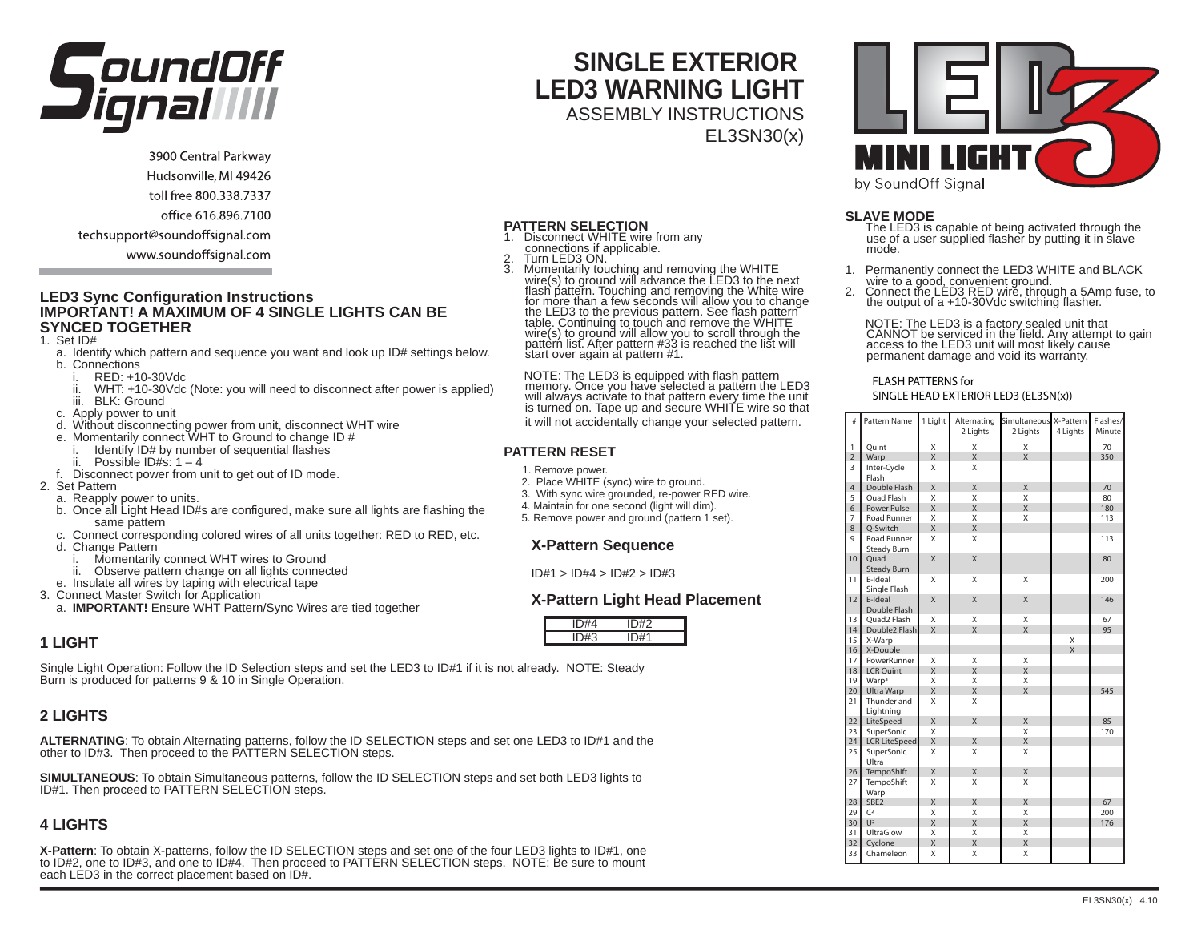**SoundOff Signal**

3900 Central Parkway
Hudsonville, MI 49426
toll free 800.338.7337
office 616.896.7100
techsupport@soundoffsignal.com
www.soundoffsignal.com

# SINGLE EXTERIOR LED3 WARNING LIGHT

ASSEMBLY INSTRUCTIONS
EL3SN30(x)

LED3 MINI LIGHT by SoundOff Signal

## LED3 Sync Configuration Instructions
## IMPORTANT! A MAXIMUM OF 4 SINGLE LIGHTS CAN BE SYNCED TOGETHER

1. Set ID#
   a. Identify which pattern and sequence you want and look up ID# settings below.
   b. Connections
      i. RED: +10-30Vdc
      ii. WHT: +10-30Vdc (Note: you will need to disconnect after power is applied)
      iii. BLK: Ground
   c. Apply power to unit
   d. Without disconnecting power from unit, disconnect WHT wire
   e. Momentarily connect WHT to Ground to change ID #
      i. Identify ID# by number of sequential flashes
      ii. Possible ID#s: 1 – 4
   f. Disconnect power from unit to get out of ID mode.
2. Set Pattern
   a. Reapply power to units.
   b. Once all Light Head ID#s are configured, make sure all lights are flashing the same pattern
   c. Connect corresponding colored wires of all units together: RED to RED, etc.
   d. Change Pattern
      i. Momentarily connect WHT wires to Ground
      ii. Observe pattern change on all lights connected
   e. Insulate all wires by taping with electrical tape
3. Connect Master Switch for Application
   a. **IMPORTANT!** Ensure WHT Pattern/Sync Wires are tied together

## 1 LIGHT

Single Light Operation: Follow the ID Selection steps and set the LED3 to ID#1 if it is not already. NOTE: Steady Burn is produced for patterns 9 & 10 in Single Operation.

## 2 LIGHTS

**ALTERNATING**: To obtain Alternating patterns, follow the ID SELECTION steps and set one LED3 to ID#1 and the other to ID#3. Then proceed to the PATTERN SELECTION steps.

**SIMULTANEOUS**: To obtain Simultaneous patterns, follow the ID SELECTION steps and set both LED3 lights to ID#1. Then proceed to PATTERN SELECTION steps.

## 4 LIGHTS

**X-Pattern**: To obtain X-patterns, follow the ID SELECTION steps and set one of the four LED3 lights to ID#1, one to ID#2, one to ID#3, and one to ID#4. Then proceed to PATTERN SELECTION steps. NOTE: Be sure to mount each LED3 in the correct placement based on ID#.

## PATTERN SELECTION

1. Disconnect WHITE wire from any connections if applicable.
2. Turn LED3 ON.
3. Momentarily touching and removing the WHITE wire(s) to ground will advance the LED3 to the next flash pattern. Touching and removing the White wire for more than a few seconds will allow you to change the LED3 to the previous pattern. See flash pattern table. Continuing to touch and remove the WHITE wire(s) to ground will allow you to scroll through the pattern list. After pattern #33 is reached the list will start over again at pattern #1.

NOTE: The LED3 is equipped with flash pattern memory. Once you have selected a pattern the LED3 will always activate to that pattern every time the unit is turned on. Tape up and secure WHITE wire so that it will not accidentally change your selected pattern.

## PATTERN RESET

1. Remove power.
2. Place WHITE (sync) wire to ground.
3. With sync wire grounded, re-power RED wire.
4. Maintain for one second (light will dim).
5. Remove power and ground (pattern 1 set).

### X-Pattern Sequence

ID#1 > ID#4 > ID#2 > ID#3

### X-Pattern Light Head Placement

| | |
|---|---|
| ID#4 | ID#2 |
| ID#3 | ID#1 |

## SLAVE MODE

The LED3 is capable of being activated through the use of a user supplied flasher by putting it in slave mode.

1. Permanently connect the LED3 WHITE and BLACK wire to a good, convenient ground.
2. Connect the LED3 RED wire, through a 5Amp fuse, to the output of a +10-30Vdc switching flasher.

NOTE: The LED3 is a factory sealed unit that CANNOT be serviced in the field. Any attempt to gain access to the LED3 unit will most likely cause permanent damage and void its warranty.

FLASH PATTERNS for
SINGLE HEAD EXTERIOR LED3 (EL3SN(x))

| # | Pattern Name | 1 Light | Alternating 2 Lights | Simultaneous 2 Lights | X-Pattern 4 Lights | Flashes/ Minute |
|---|---|---|---|---|---|---|
| 1 | Quint | X | X | X | | 70 |
| 2 | Warp | X | X | X | | 350 |
| 3 | Inter-Cycle Flash | X | X | | | |
| 4 | Double Flash | X | X | X | | 70 |
| 5 | Quad Flash | X | X | X | | 80 |
| 6 | Power Pulse | X | X | X | | 180 |
| 7 | Road Runner | X | X | X | | 113 |
| 8 | Q-Switch | X | X | | | |
| 9 | Road Runner Steady Burn | X | X | | | 113 |
| 10 | Quad Steady Burn | X | X | | | 80 |
| 11 | E-Ideal Single Flash | X | X | X | | 200 |
| 12 | E-Ideal Double Flash | X | X | X | | 146 |
| 13 | Quad2 Flash | X | X | X | | 67 |
| 14 | Double2 Flash | X | X | X | | 95 |
| 15 | X-Warp | | | | X | |
| 16 | X-Double | | | | X | |
| 17 | PowerRunner | X | X | X | | |
| 18 | LCR Quint | X | X | X | | |
| 19 | Warp³ | X | X | X | | |
| 20 | Ultra Warp | X | X | X | | 545 |
| 21 | Thunder and Lightning | X | X | | | |
| 22 | LiteSpeed | X | X | X | | 85 |
| 23 | SuperSonic | X | | X | | 170 |
| 24 | LCR LiteSpeed | X | X | X | | |
| 25 | SuperSonic Ultra | X | X | X | | |
| 26 | TempoShift | X | X | X | | |
| 27 | TempoShift Warp | X | X | X | | |
| 28 | SBE2 | X | X | X | | 67 |
| 29 | C² | X | X | X | | 200 |
| 30 | U² | X | X | X | | 176 |
| 31 | UltraGlow | X | X | X | | |
| 32 | Cyclone | X | X | X | | |
| 33 | Chameleon | X | X | X | | |